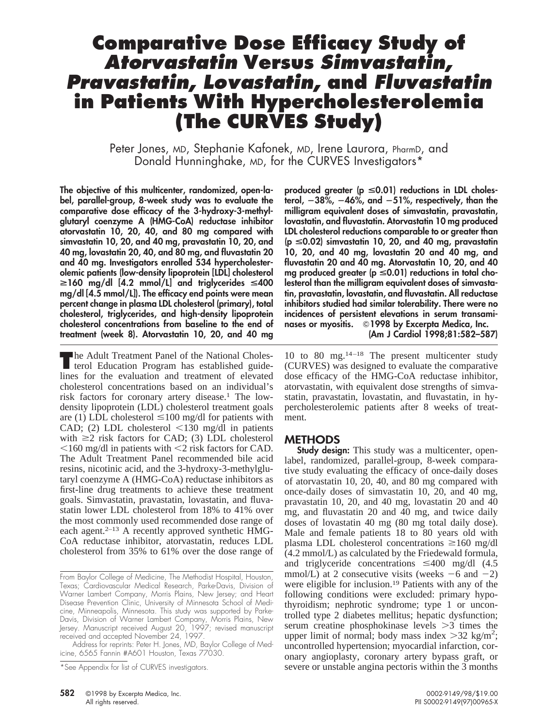# Comparative Dose Efficacy Study of *Atorvastatin* Versus *Simvastatin, Pravastatin, Lovastatin,* and *Fluvastatin* in Patients With Hypercholesterolemia (The CURVES Study)

Peter Jones, MD, Stephanie Kafonek, MD, Irene Laurora, PharmD, and Donald Hunninghake, MD, for the CURVES Investigators*

**The objective of this multicenter, randomized, open-label, parallel-group, 8-week study was to evaluate the comparative dose efficacy of the 3-hydroxy-3-methylglutaryl coenzyme A (HMG-CoA) reductase inhibitor atorvastatin 10, 20, 40, and 80 mg compared with simvastatin 10, 20, and 40 mg, pravastatin 10, 20, and 40 mg, lovastatin 20, 40, and 80 mg, and fluvastatin 20 and 40 mg. Investigators enrolled 534 hypercholesterolemic patients (low-density lipoprotein [LDL] cholesterol ≥160 mg/dl [4.2 mmol/L] and triglycerides ≤400 mg/dl [4.5 mmol/L]). The efficacy end points were mean percent change in plasma LDL cholesterol (primary), total cholesterol, triglycerides, and high-density lipoprotein cholesterol concentrations from baseline to the end of treatment (week 8). Atorvastatin 10, 20, and 40 mg produced greater ($p \leq 0.01$) reductions in LDL cholesterol, −38%, −46%, and −51%, respectively, than the milligram equivalent doses of simvastatin, pravastatin, lovastatin, and fluvastatin. Atorvastatin 10 mg produced LDL cholesterol reductions comparable to or greater than ($p \leq 0.02$) simvastatin 10, 20, and 40 mg, pravastatin 10, 20, and 40 mg, lovastatin 20 and 40 mg, and fluvastatin 20 and 40 mg. Atorvastatin 10, 20, and 40 mg produced greater ($p \leq 0.01$) reductions in total cholesterol than the milligram equivalent doses of simvastatin, pravastatin, lovastatin, and fluvastatin. All reductase inhibitors studied had similar tolerability. There were no incidences of persistent elevations in serum transaminases or myositis.** ©1998 by Excerpta Medica, Inc.

**(Am J Cardiol 1998;81:582–587)**

The Adult Treatment Panel of the National Cholesterol Education Program has established guidelines for the evaluation and treatment of elevated cholesterol concentrations based on an individual's risk factors for coronary artery disease.[1] The low-density lipoprotein (LDL) cholesterol treatment goals are (1) LDL cholesterol ≤100 mg/dl for patients with CAD; (2) LDL cholesterol <130 mg/dl in patients with ≥2 risk factors for CAD; (3) LDL cholesterol <160 mg/dl in patients with <2 risk factors for CAD. The Adult Treatment Panel recommended bile acid resins, nicotinic acid, and the 3-hydroxy-3-methylglutaryl coenzyme A (HMG-CoA) reductase inhibitors as first-line drug treatments to achieve these treatment goals. Simvastatin, pravastatin, lovastatin, and fluvastatin lower LDL cholesterol from 18% to 41% over the most commonly used recommended dose range of each agent.[2–13] A recently approved synthetic HMG-CoA reductase inhibitor, atorvastatin, reduces LDL cholesterol from 35% to 61% over the dose range of 10 to 80 mg.[14–18] The present multicenter study (CURVES) was designed to evaluate the comparative dose efficacy of the HMG-CoA reductase inhibitor, atorvastatin, with equivalent dose strengths of simvastatin, pravastatin, lovastatin, and fluvastatin, in hypercholesterolemic patients after 8 weeks of treatment.

## METHODS

**Study design:** This study was a multicenter, open-label, randomized, parallel-group, 8-week comparative study evaluating the efficacy of once-daily doses of atorvastatin 10, 20, 40, and 80 mg compared with once-daily doses of simvastatin 10, 20, and 40 mg, pravastatin 10, 20, and 40 mg, lovastatin 20 and 40 mg, and fluvastatin 20 and 40 mg, and twice daily doses of lovastatin 40 mg (80 mg total daily dose). Male and female patients 18 to 80 years old with plasma LDL cholesterol concentrations ≥160 mg/dl (4.2 mmol/L) as calculated by the Friedewald formula, and triglyceride concentrations ≤400 mg/dl (4.5 mmol/L) at 2 consecutive visits (weeks −6 and −2) were eligible for inclusion.[19] Patients with any of the following conditions were excluded: primary hypothyroidism; nephrotic syndrome; type 1 or uncontrolled type 2 diabetes mellitus; hepatic dysfunction; serum creatine phosphokinase levels >3 times the upper limit of normal; body mass index >32 kg/m$^2$; uncontrolled hypertension; myocardial infarction, coronary angioplasty, coronary artery bypass graft, or severe or unstable angina pectoris within the 3 months

From Baylor College of Medicine, The Methodist Hospital, Houston, Texas; Cardiovascular Medical Research, Parke-Davis, Division of Warner Lambert Company, Morris Plains, New Jersey; and Heart Disease Prevention Clinic, University of Minnesota School of Medicine, Minneapolis, Minnesota. This study was supported by Parke-Davis, Division of Warner Lambert Company, Morris Plains, New Jersey. Manuscript received August 20, 1997; revised manuscript received and accepted November 24, 1997.

Address for reprints: Peter H. Jones, MD, Baylor College of Medicine, 6565 Fannin #A601 Houston, Texas 77030.

*See Appendix for list of CURVES investigators.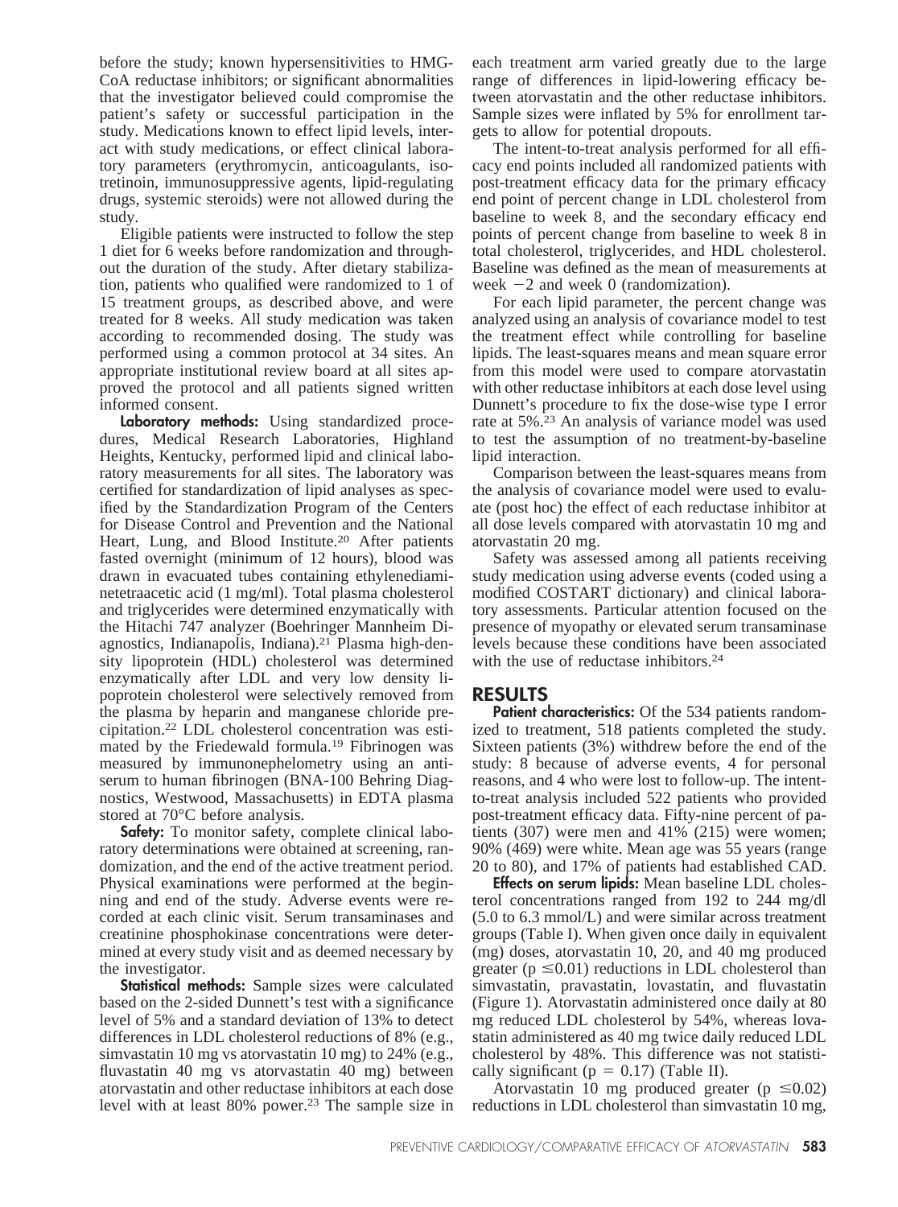before the study; known hypersensitivities to HMG-CoA reductase inhibitors; or significant abnormalities that the investigator believed could compromise the patient's safety or successful participation in the study. Medications known to effect lipid levels, interact with study medications, or effect clinical laboratory parameters (erythromycin, anticoagulants, isotretinoin, immunosuppressive agents, lipid-regulating drugs, systemic steroids) were not allowed during the study.

Eligible patients were instructed to follow the step 1 diet for 6 weeks before randomization and throughout the duration of the study. After dietary stabilization, patients who qualified were randomized to 1 of 15 treatment groups, as described above, and were treated for 8 weeks. All study medication was taken according to recommended dosing. The study was performed using a common protocol at 34 sites. An appropriate institutional review board at all sites approved the protocol and all patients signed written informed consent.

**Laboratory methods:** Using standardized procedures, Medical Research Laboratories, Highland Heights, Kentucky, performed lipid and clinical laboratory measurements for all sites. The laboratory was certified for standardization of lipid analyses as specified by the Standardization Program of the Centers for Disease Control and Prevention and the National Heart, Lung, and Blood Institute.[20] After patients fasted overnight (minimum of 12 hours), blood was drawn in evacuated tubes containing ethylenediaminetetraacetic acid (1 mg/ml). Total plasma cholesterol and triglycerides were determined enzymatically with the Hitachi 747 analyzer (Boehrenger Mannheim Diagnostics, Indianapolis, Indiana).[21] Plasma high-density lipoprotein (HDL) cholesterol was determined enzymatically after LDL and very low density lipoprotein cholesterol were selectively removed from the plasma by heparin and manganese chloride precipitation.[22] LDL cholesterol concentration was estimated by the Friedewald formula.[19] Fibrinogen was measured by immunonephelometry using an antiserum to human fibrinogen (BNA-100 Behring Diagnostics, Westwood, Massachusetts) in EDTA plasma stored at 70°C before analysis.

**Safety:** To monitor safety, complete clinical laboratory determinations were obtained at screening, randomization, and the end of the active treatment period. Physical examinations were performed at the beginning and end of the study. Adverse events were recorded at each clinic visit. Serum transaminases and creatinine phosphokinase concentrations were determined at every study visit and as deemed necessary by the investigator.

**Statistical methods:** Sample sizes were calculated based on the 2-sided Dunnett's test with a significance level of 5% and a standard deviation of 13% to detect differences in LDL cholesterol reductions of 8% (e.g., simvastatin 10 mg vs atorvastatin 10 mg) to 24% (e.g., fluvastatin 40 mg vs atorvastatin 40 mg) between atorvastatin and other reductase inhibitors at each dose level with at least 80% power.[23] The sample size in each treatment arm varied greatly due to the large range of differences in lipid-lowering efficacy between atorvastatin and the other reductase inhibitors. Sample sizes were inflated by 5% for enrollment targets to allow for potential dropouts.

The intent-to-treat analysis performed for all efficacy end points included all randomized patients with post-treatment efficacy data for the primary efficacy end point of percent change in LDL cholesterol from baseline to week 8, and the secondary efficacy end points of percent change from baseline to week 8 in total cholesterol, triglycerides, and HDL cholesterol. Baseline was defined as the mean of measurements at week −2 and week 0 (randomization).

For each lipid parameter, the percent change was analyzed using an analysis of covariance model to test the treatment effect while controlling for baseline lipids. The least-squares means and mean square error from this model were used to compare atorvastatin with other reductase inhibitors at each dose level using Dunnett's procedure to fix the dose-wise type I error rate at 5%.[23] An analysis of variance model was used to test the assumption of no treatment-by-baseline lipid interaction.

Comparison between the least-squares means from the analysis of covariance model were used to evaluate (post hoc) the effect of each reductase inhibitor at all dose levels compared with atorvastatin 10 mg and atorvastatin 20 mg.

Safety was assessed among all patients receiving study medication using adverse events (coded using a modified COSTART dictionary) and clinical laboratory assessments. Particular attention focused on the presence of myopathy or elevated serum transaminase levels because these conditions have been associated with the use of reductase inhibitors.[24]

## RESULTS

**Patient characteristics:** Of the 534 patients randomized to treatment, 518 patients completed the study. Sixteen patients (3%) withdrew before the end of the study: 8 because of adverse events, 4 for personal reasons, and 4 who were lost to follow-up. The intent-to-treat analysis included 522 patients who provided post-treatment efficacy data. Fifty-nine percent of patients (307) were men and 41% (215) were women; 90% (469) were white. Mean age was 55 years (range 20 to 80), and 17% of patients had established CAD.

**Effects on serum lipids:** Mean baseline LDL cholesterol concentrations ranged from 192 to 244 mg/dl (5.0 to 6.3 mmol/L) and were similar across treatment groups (Table I). When given once daily in equivalent (mg) doses, atorvastatin 10, 20, and 40 mg produced greater ($p \leq 0.01$) reductions in LDL cholesterol than simvastatin, pravastatin, lovastatin, and fluvastatin (Figure 1). Atorvastatin administered once daily at 80 mg reduced LDL cholesterol by 54%, whereas lovastatin administered as 40 mg twice daily reduced LDL cholesterol by 48%. This difference was not statistically significant ($p = 0.17$) (Table II).

Atorvastatin 10 mg produced greater ($p \leq 0.02$) reductions in LDL cholesterol than simvastatin 10 mg,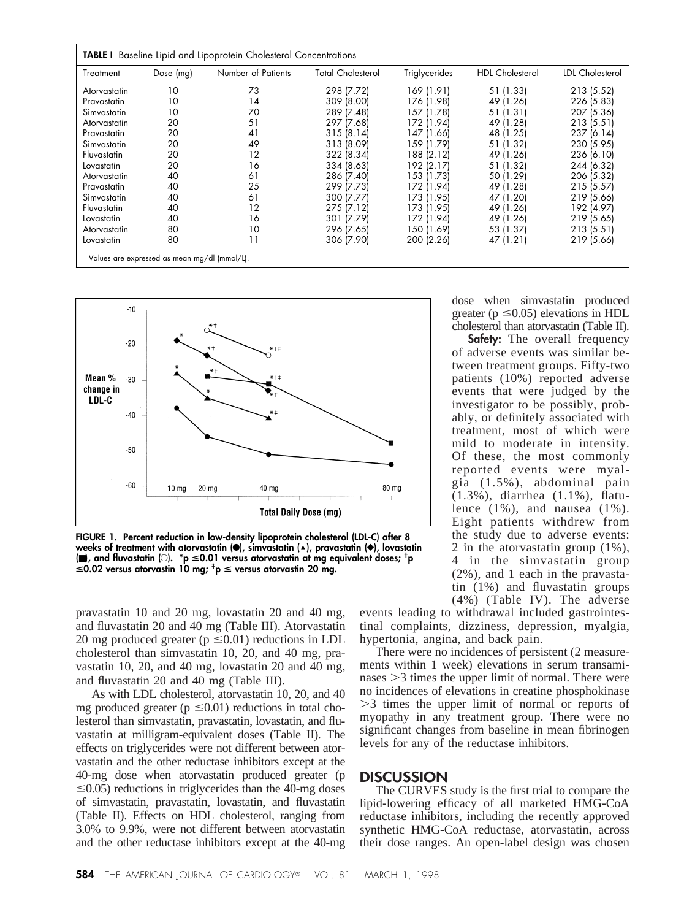**TABLE I** Baseline Lipid and Lipoprotein Cholesterol Concentrations

| Treatment | Dose (mg) | Number of Patients | Total Cholesterol | Triglycerides | HDL Cholesterol | LDL Cholesterol |
|---|---|---|---|---|---|---|
| Atorvastatin | 10 | 73 | 298 (7.72) | 169 (1.91) | 51 (1.33) | 213 (5.52) |
| Pravastatin | 10 | 14 | 309 (8.00) | 176 (1.98) | 49 (1.26) | 226 (5.83) |
| Simvastatin | 10 | 70 | 289 (7.48) | 157 (1.78) | 51 (1.31) | 207 (5.36) |
| Atorvastatin | 20 | 51 | 297 (7.68) | 172 (1.94) | 49 (1.28) | 213 (5.51) |
| Pravastatin | 20 | 41 | 315 (8.14) | 147 (1.66) | 48 (1.25) | 237 (6.14) |
| Simvastatin | 20 | 49 | 313 (8.09) | 159 (1.79) | 51 (1.32) | 230 (5.95) |
| Fluvastatin | 20 | 12 | 322 (8.34) | 188 (2.12) | 49 (1.26) | 236 (6.10) |
| Lovastatin | 20 | 16 | 334 (8.63) | 192 (2.17) | 51 (1.32) | 244 (6.32) |
| Atorvastatin | 40 | 61 | 286 (7.40) | 153 (1.73) | 50 (1.29) | 206 (5.32) |
| Pravastatin | 40 | 25 | 299 (7.73) | 172 (1.94) | 49 (1.28) | 215 (5.57) |
| Simvastatin | 40 | 61 | 300 (7.77) | 173 (1.95) | 47 (1.20) | 219 (5.66) |
| Fluvastatin | 40 | 12 | 275 (7.12) | 173 (1.95) | 49 (1.26) | 192 (4.97) |
| Lovastatin | 40 | 16 | 301 (7.79) | 172 (1.94) | 49 (1.26) | 219 (5.65) |
| Atorvastatin | 80 | 10 | 296 (7.65) | 150 (1.69) | 53 (1.37) | 213 (5.51) |
| Lovastatin | 80 | 11 | 306 (7.90) | 200 (2.26) | 47 (1.21) | 219 (5.66) |

Values are expressed as mean mg/dl (mmol/L).

**FIGURE 1. Percent reduction in low-density lipoprotein cholesterol (LDL-C) after 8 weeks of treatment with atorvastatin (●), simvastatin (▲), pravastatin (◆), lovastatin (■), and fluvastatin (○). *p ≤0.01 versus atorvastatin at mg equivalent doses; †p ≤0.02 versus atorvastin 10 mg; ‡p ≤ versus atorvastin 20 mg.**

pravastatin 10 and 20 mg, lovastatin 20 and 40 mg, and fluvastatin 20 and 40 mg (Table III). Atorvastatin 20 mg produced greater ($p \leq 0.01$) reductions in LDL cholesterol than simvastatin 10, 20, and 40 mg, pravastatin 10, 20, and 40 mg, lovastatin 20 and 40 mg, and fluvastatin 20 and 40 mg (Table III).

As with LDL cholesterol, atorvastatin 10, 20, and 40 mg produced greater ($p \leq 0.01$) reductions in total cholesterol than simvastatin, pravastatin, lovastatin, and fluvastatin at milligram-equivalent doses (Table II). The effects on triglycerides were not different between atorvastatin and the other reductase inhibitors except at the 40-mg dose when atorvastatin produced greater ($p \leq 0.05$) reductions in triglycerides than the 40-mg doses of simvastatin, pravastatin, lovastatin, and fluvastatin (Table II). Effects on HDL cholesterol, ranging from 3.0% to 9.9%, were not different between atorvastatin and the other reductase inhibitors except at the 40-mg dose when simvastatin produced greater ($p \leq 0.05$) elevations in HDL cholesterol than atorvastatin (Table II).

**Safety:** The overall frequency of adverse events was similar between treatment groups. Fifty-two patients (10%) reported adverse events that were judged by the investigator to be possibly, probably, or definitely associated with treatment, most of which were mild to moderate in intensity. Of these, the most commonly reported events were myalgia (1.5%), abdominal pain (1.3%), diarrhea (1.1%), flatulence (1%), and nausea (1%). Eight patients withdrew from the study due to adverse events: 2 in the atorvastatin group (1%), 4 in the simvastatin group (2%), and 1 each in the pravastatin (1%) and fluvastatin groups (4%) (Table IV). The adverse events leading to withdrawal included gastrointestinal complaints, dizziness, depression, myalgia, hypertonia, angina, and back pain.

There were no incidences of persistent (2 measurements within 1 week) elevations in serum transaminases >3 times the upper limit of normal. There were no incidences of elevations in creatine phosphokinase >3 times the upper limit of normal or reports of myopathy in any treatment group. There were no significant changes from baseline in mean fibrinogen levels for any of the reductase inhibitors.

## DISCUSSION

The CURVES study is the first trial to compare the lipid-lowering efficacy of all marketed HMG-CoA reductase inhibitors, including the recently approved synthetic HMG-CoA reductase, atorvastatin, across their dose ranges. An open-label design was chosen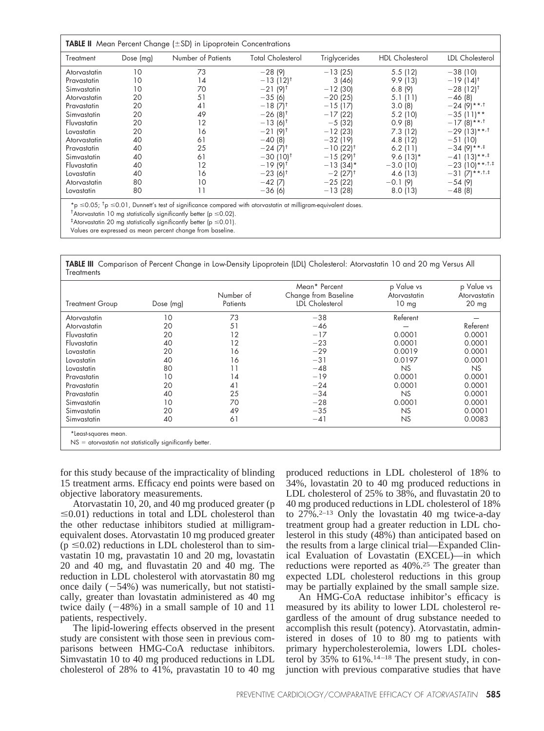**TABLE II** Mean Percent Change (±SD) in Lipoprotein Concentrations

| Treatment | Dose (mg) | Number of Patients | Total Cholesterol | Triglycerides | HDL Cholesterol | LDL Cholesterol |
|---|---|---|---|---|---|---|
| Atorvastatin | 10 | 73 | −28 (9) | −13 (25) | 5.5 (12) | −38 (10) |
| Pravastatin | 10 | 14 | −13 (12)[†] | 3 (46) | 9.9 (13) | −19 (14)[†] |
| Simvastatin | 10 | 70 | −21 (9)[†] | −12 (30) | 6.8 (9) | −28 (12)[†] |
| Atorvastatin | 20 | 51 | −35 (6) | −20 (25) | 5.1 (11) | −46 (8) |
| Pravastatin | 20 | 41 | −18 (7)[†] | −15 (17) | 3.0 (8) | −24 (9)**,[†] |
| Simvastatin | 20 | 49 | −26 (8)[†] | −17 (22) | 5.2 (10) | −35 (11)** |
| Fluvastatin | 20 | 12 | −13 (6)[†] | −5 (32) | 0.9 (8) | −17 (8)**,[†] |
| Lovastatin | 20 | 16 | −21 (9)[†] | −12 (23) | 7.3 (12) | −29 (13)**,[†] |
| Atorvastatin | 40 | 61 | −40 (8) | −32 (19) | 4.8 (12) | −51 (10) |
| Pravastatin | 40 | 25 | −24 (7)[†] | −10 (22)[†] | 6.2 (11) | −34 (9)**,[‡] |
| Simvastatin | 40 | 61 | −30 (10)[†] | −15 (29)[†] | 9.6 (13)* | −41 (13)**,[‡] |
| Fluvastatin | 40 | 12 | −19 (9)[†] | −13 (34)* | −3.0 (10) | −23 (10)**,[†,‡] |
| Lovastatin | 40 | 16 | −23 (6)[†] | −2 (27)[†] | 4.6 (13) | −31 (7)**,[†,‡] |
| Atorvastatin | 80 | 10 | −42 (7) | −25 (22) | −0.1 (9) | −54 (9) |
| Lovastatin | 80 | 11 | −36 (6) | −13 (28) | 8.0 (13) | −48 (8) |

*p ≤0.05; [†]p ≤0.01, Dunnett's test of significance compared with atorvastatin at milligram-equivalent doses.
[†]Atorvastatin 10 mg statistically significantly better (p ≤0.02).
[‡]Atorvastatin 20 mg statistically significantly better (p ≤0.01).
Values are expressed as mean percent change from baseline.

**TABLE III** Comparison of Percent Change in Low-Density Lipoprotein (LDL) Cholesterol: Atorvastatin 10 and 20 mg Versus All Treatments

| Treatment Group | Dose (mg) | Number of Patients | Mean* Percent Change from Baseline LDL Cholesterol | p Value vs Atorvastatin 10 mg | p Value vs Atorvastatin 20 mg |
|---|---|---|---|---|---|
| Atorvastatin | 10 | 73 | −38 | Referent | — |
| Atorvastatin | 20 | 51 | −46 | — | Referent |
| Fluvastatin | 20 | 12 | −17 | 0.0001 | 0.0001 |
| Fluvastatin | 40 | 12 | −23 | 0.0001 | 0.0001 |
| Lovastatin | 20 | 16 | −29 | 0.0019 | 0.0001 |
| Lovastatin | 40 | 16 | −31 | 0.0197 | 0.0001 |
| Lovastatin | 80 | 11 | −48 | NS | NS |
| Pravastatin | 10 | 14 | −19 | 0.0001 | 0.0001 |
| Pravastatin | 20 | 41 | −24 | 0.0001 | 0.0001 |
| Pravastatin | 40 | 25 | −34 | NS | 0.0001 |
| Simvastatin | 10 | 70 | −28 | 0.0001 | 0.0001 |
| Simvastatin | 20 | 49 | −35 | NS | 0.0001 |
| Simvastatin | 40 | 61 | −41 | NS | 0.0083 |

*Least-squares mean.
NS = atorvastatin not statistically significantly better.

for this study because of the impracticality of blinding 15 treatment arms. Efficacy end points were based on objective laboratory measurements.

Atorvastatin 10, 20, and 40 mg produced greater (p ≤0.01) reductions in total and LDL cholesterol than the other reductase inhibitors studied at milligram-equivalent doses. Atorvastatin 10 mg produced greater (p ≤0.02) reductions in LDL cholesterol than to simvastatin 10 mg, pravastatin 10 and 20 mg, lovastatin 20 and 40 mg, and fluvastatin 20 and 40 mg. The reduction in LDL cholesterol with atorvastatin 80 mg once daily (−54%) was numerically, but not statistically, greater than lovastatin administered as 40 mg twice daily (−48%) in a small sample of 10 and 11 patients, respectively.

The lipid-lowering effects observed in the present study are consistent with those seen in previous comparisons between HMG-CoA reductase inhibitors. Simvastatin 10 to 40 mg produced reductions in LDL cholesterol of 28% to 41%, pravastatin 10 to 40 mg produced reductions in LDL cholesterol of 18% to 34%, lovastatin 20 to 40 mg produced reductions in LDL cholesterol of 25% to 38%, and fluvastatin 20 to 40 mg produced reductions in LDL cholesterol of 18% to 27%.[2–13] Only the lovastatin 40 mg twice-a-day treatment group had a greater reduction in LDL cholesterol in this study (48%) than anticipated based on the results from a large clinical trial—Expanded Clinical Evaluation of Lovastatin (EXCEL)—in which reductions were reported as 40%.[25] The greater than expected LDL cholesterol reductions in this group may be partially explained by the small sample size.

An HMG-CoA reductase inhibitor's efficacy is measured by its ability to lower LDL cholesterol regardless of the amount of drug substance needed to accomplish this result (potency). Atorvastatin, administered in doses of 10 to 80 mg to patients with primary hypercholesterolemia, lowers LDL cholesterol by 35% to 61%.[14–18] The present study, in conjunction with previous comparative studies that have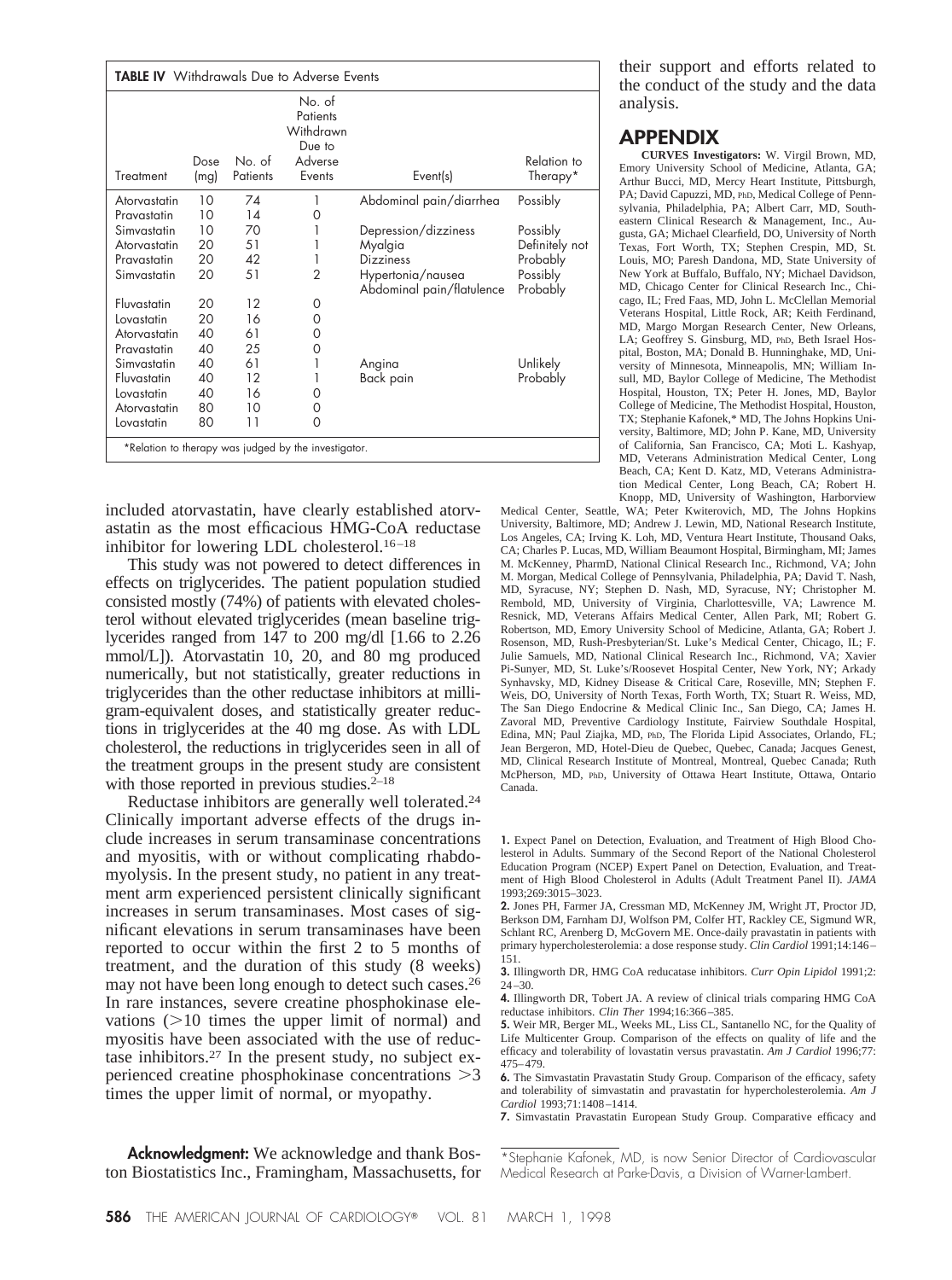**TABLE IV** Withdrawals Due to Adverse Events

| Treatment | Dose (mg) | No. of Patients | No. of Patients Withdrawn Due to Adverse Events | Event(s) | Relation to Therapy* |
|---|---|---|---|---|---|
| Atorvastatin | 10 | 74 | 1 | Abdominal pain/diarrhea | Possibly |
| Pravastatin | 10 | 14 | 0 | | |
| Simvastatin | 10 | 70 | 1 | Depression/dizziness | Possibly |
| Atorvastatin | 20 | 51 | 1 | Myalgia | Definitely not |
| Pravastatin | 20 | 42 | 1 | Dizziness | Probably |
| Simvastatin | 20 | 51 | 2 | Hypertonia/nausea | Possibly |
| | | | | Abdominal pain/flatulence | Probably |
| Fluvastatin | 20 | 12 | 0 | | |
| Lovastatin | 20 | 16 | 0 | | |
| Atorvastatin | 40 | 61 | 0 | | |
| Pravastatin | 40 | 25 | 0 | | |
| Simvastatin | 40 | 61 | 1 | Angina | Unlikely |
| Fluvastatin | 40 | 12 | 1 | Back pain | Probably |
| Lovastatin | 40 | 16 | 0 | | |
| Atorvastatin | 80 | 10 | 0 | | |
| Lovastatin | 80 | 11 | 0 | | |

*Relation to therapy was judged by the investigator.

included atorvastatin, have clearly established atorvastatin as the most efficacious HMG-CoA reductase inhibitor for lowering LDL cholesterol.[16–18]

This study was not powered to detect differences in effects on triglycerides. The patient population studied consisted mostly (74%) of patients with elevated cholesterol without elevated triglycerides (mean baseline triglycerides ranged from 147 to 200 mg/dl [1.66 to 2.26 mmol/L]). Atorvastatin 10, 20, and 80 mg produced numerically, but not statistically, greater reductions in triglycerides than the other reductase inhibitors at milligram-equivalent doses, and statistically greater reductions in triglycerides at the 40 mg dose. As with LDL cholesterol, the reductions in triglycerides seen in all of the treatment groups in the present study are consistent with those reported in previous studies.[2–18]

Reductase inhibitors are generally well tolerated.[24] Clinically important adverse effects of the drugs include increases in serum transaminase concentrations and myositis, with or without complicating rhabdomyolysis. In the present study, no patient in any treatment arm experienced persistent clinically significant increases in serum transaminases. Most cases of significant elevations in serum transaminases have been reported to occur within the first 2 to 5 months of treatment, and the duration of this study (8 weeks) may not have been long enough to detect such cases.[26] In rare instances, severe creatine phosphokinase elevations (>10 times the upper limit of normal) and myositis have been associated with the use of reductase inhibitors.[27] In the present study, no subject experienced creatine phosphokinase concentrations >3 times the upper limit of normal, or myopathy.

**Acknowledgment:** We acknowledge and thank Boston Biostatistics Inc., Framingham, Massachusetts, for their support and efforts related to the conduct of the study and the data analysis.

## APPENDIX

**CURVES Investigators:** W. Virgil Brown, MD, Emory University School of Medicine, Atlanta, GA; Arthur Bucci, MD, Mercy Heart Institute, Pittsburgh, PA; David Capuzzi, MD, PhD, Medical College of Pennsylvania, Philadelphia, PA; Albert Carr, MD, Southeastern Clinical Research & Management, Inc., Augusta, GA; Michael Clearfield, DO, University of North Texas, Fort Worth, TX; Stephen Crespin, MD, St. Louis, MO; Paresh Dandona, MD, State University of New York at Buffalo, Buffalo, NY; Michael Davidson, MD, Chicago Center for Clinical Research Inc., Chicago, IL; Fred Faas, MD, John L. McClellan Memorial Veterans Hospital, Little Rock, AR; Keith Ferdinand, MD, Margo Morgan Research Center, New Orleans, LA; Geoffrey S. Ginsburg, MD, PhD, Beth Israel Hospital, Boston, MA; Donald B. Hunninghake, MD, University of Minnesota, Minneapolis, MN; William Insull, MD, Baylor College of Medicine, The Methodist Hospital, Houston, TX; Peter H. Jones, MD, Baylor College of Medicine, The Methodist Hospital, Houston, TX; Stephanie Kafonek,* MD, The Johns Hopkins University, Baltimore, MD; John P. Kane, MD, University of California, San Francisco, CA; Moti L. Kashyap, MD, Veterans Administration Medical Center, Long Beach, CA; Kent D. Katz, MD, Veterans Administration Medical Center, Long Beach, CA; Robert H. Knopp, MD, University of Washington, Harborview Medical Center, Seattle, WA; Peter Kwiterovich, MD, The Johns Hopkins University, Baltimore, MD; Andrew J. Lewin, MD, National Research Institute, Los Angeles, CA; Irving K. Loh, MD, Ventura Heart Institute, Thousand Oaks, CA; Charles P. Lucas, MD, William Beaumont Hospital, Birmingham, MI; James M. McKenney, PharmD, National Clinical Research Inc., Richmond, VA; John M. Morgan, Medical College of Pennsylvania, Philadelphia, PA; David T. Nash, MD, Syracuse, NY; Stephen D. Nash, MD, Syracuse, NY; Christopher M. Rembold, MD, University of Virginia, Charlottesville, VA; Lawrence M. Resnick, MD, Veterans Affairs Medical Center, Allen Park, MI; Robert G. Robertson, MD, Emory University School of Medicine, Atlanta, GA; Robert J. Rosenson, MD, Rush-Presbyterian/St. Luke's Medical Center, Chicago, IL; F. Julie Samuels, MD, National Clinical Research Inc., Richmond, VA; Xavier Pi-Sunyer, MD, St. Luke's/Roosevet Hospital Center, New York, NY; Arkady Synhavsky, MD, Kidney Disease & Critical Care, Roseville, MN; Stephen F. Weis, DO, University of North Texas, Forth Worth, TX; Stuart R. Weiss, MD, The San Diego Endocrine & Medical Clinic Inc., San Diego, CA; James H. Zavoral MD, Preventive Cardiology Institute, Fairview Southdale Hospital, Edina, MN; Paul Ziajka, MD, PhD, The Florida Lipid Associates, Orlando, FL; Jean Bergeron, MD, Hotel-Dieu de Quebec, Quebec, Canada; Jacques Genest, MD, Clinical Research Institute of Montreal, Montreal, Quebec Canada; Ruth McPherson, MD, PhD, University of Ottawa Heart Institute, Ottawa, Ontario Canada.

1. Expect Panel on Detection, Evaluation, and Treatment of High Blood Cholesterol in Adults. Summary of the Second Report of the National Cholesterol Education Program (NCEP) Expert Panel on Detection, Evaluation, and Treatment of High Blood Cholesterol in Adults (Adult Treatment Panel II). *JAMA* 1993;269:3015–3023.

2. Jones PH, Farmer JA, Cressman MD, McKenney JM, Wright JT, Proctor JD, Berkson DM, Farnham DJ, Wolfson PM, Colfer HT, Rackley CE, Sigmund WR, Schlant RC, Arenberg D, McGovern ME. Once-daily pravastatin in patients with primary hypercholesterolemia: a dose response study. *Clin Cardiol* 1991;14:146–151.

3. Illingworth DR, HMG CoA reducatase inhibitors. *Curr Opin Lipidol* 1991;2:24–30.

4. Illingworth DR, Tobert JA. A review of clinical trials comparing HMG CoA reductase inhibitors. *Clin Ther* 1994;16:366–385.

5. Weir MR, Berger ML, Weeks ML, Liss CL, Santanello NC, for the Quality of Life Multicenter Group. Comparison of the effects on quality of life and the efficacy and tolerability of lovastatin versus pravastatin. *Am J Cardiol* 1996;77:475–479.

6. The Simvastatin Pravastatin Study Group. Comparison of the efficacy, safety and tolerability of simvastatin and pravastatin for hypercholesterolemia. *Am J Cardiol* 1993;71:1408–1414.

7. Simvastatin Pravastatin European Study Group. Comparative efficacy and

*Stephanie Kafonek, MD, is now Senior Director of Cardiovascular Medical Research at Parke-Davis, a Division of Warner-Lambert.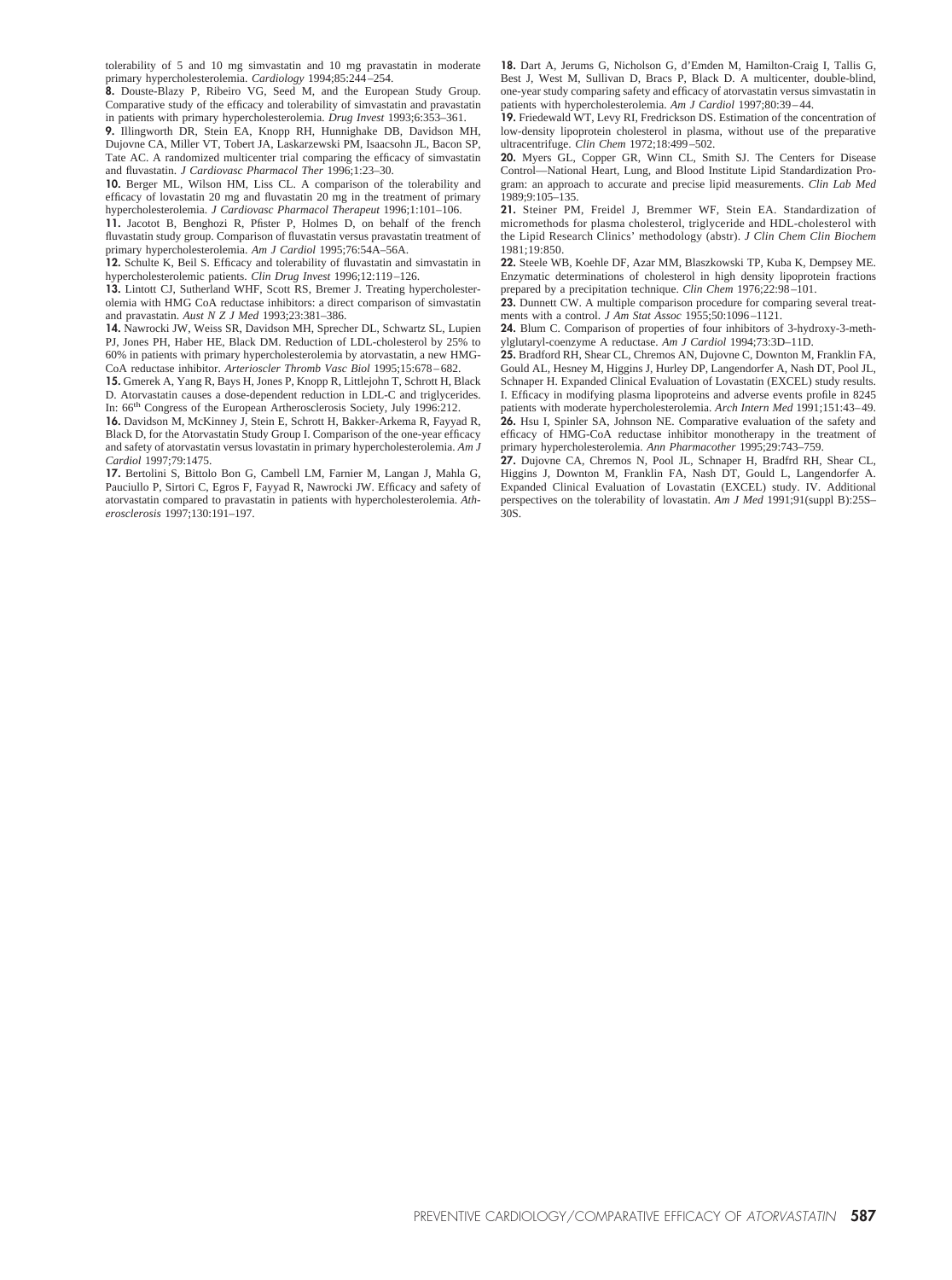tolerability of 5 and 10 mg simvastatin and 10 mg pravastatin in moderate primary hypercholesterolemia. *Cardiology* 1994;85:244–254.

**8.** Douste-Blazy P, Ribeiro VG, Seed M, and the European Study Group. Comparative study of the efficacy and tolerability of simvastatin and pravastatin in patients with primary hypercholesterolemia. *Drug Invest* 1993;6:353–361.

**9.** Illingworth DR, Stein EA, Knopp RH, Hunninghake DB, Davidson MH, Dujovne CA, Miller VT, Tobert JA, Laskarzewski PM, Isaacsohn JL, Bacon SP, Tate AC. A randomized multicenter trial comparing the efficacy of simvastatin and fluvastatin. *J Cardiovasc Pharmacol Ther* 1996;1:23–30.

**10.** Berger ML, Wilson HM, Liss CL. A comparison of the tolerability and efficacy of lovastatin 20 mg and fluvastatin 20 mg in the treatment of primary hypercholesterolemia. *J Cardiovasc Pharmacol Therapeut* 1996;1:101–106.

**11.** Jacotot B, Benghozi R, Pfister P, Holmes D, on behalf of the french fluvastatin study group. Comparison of fluvastatin versus pravastatin treatment of primary hypercholesterolemia. *Am J Cardiol* 1995;76:54A–56A.

**12.** Schulte K, Beil S. Efficacy and tolerability of fluvastatin and simvastatin in hypercholesterolemic patients. *Clin Drug Invest* 1996;12:119–126.

**13.** Lintott CJ, Sutherland WHF, Scott RS, Bremer J. Treating hypercholesterolemia with HMG CoA reductase inhibitors: a direct comparison of simvastatin and pravastatin. *Aust N Z J Med* 1993;23:381–386.

**14.** Nawrocki JW, Weiss SR, Davidson MH, Sprecher DL, Schwartz SL, Lupien PJ, Jones PH, Haber HE, Black DM. Reduction of LDL-cholesterol by 25% to 60% in patients with primary hypercholesterolemia by atorvastatin, a new HMG-CoA reductase inhibitor. *Arterioscler Thromb Vasc Biol* 1995;15:678–682.

**15.** Gmerek A, Yang R, Bays H, Jones P, Knopp R, Littlejohn T, Schrott H, Black D. Atorvastatin causes a dose-dependent reduction in LDL-C and triglycerides. In: 66th Congress of the European Artherosclerosis Society, July 1996:212.

**16.** Davidson M, McKinney J, Stein E, Schrott H, Bakker-Arkema R, Fayyad R, Black D, for the Atorvastatin Study Group I. Comparison of the one-year efficacy and safety of atorvastatin versus lovastatin in primary hypercholesterolemia. *Am J Cardiol* 1997;79:1475.

**17.** Bertolini S, Bittolo Bon G, Cambell LM, Farnier M, Langan J, Mahla G, Pauciullo P, Sirtori C, Egros F, Fayyad R, Nawrocki JW. Efficacy and safety of atorvastatin compared to pravastatin in patients with hypercholesterolemia. *Atherosclerosis* 1997;130:191–197.

**18.** Dart A, Jerums G, Nicholson G, d'Emden M, Hamilton-Craig I, Tallis G, Best J, West M, Sullivan D, Bracs P, Black D. A multicenter, double-blind, one-year study comparing safety and efficacy of atorvastatin versus simvastatin in patients with hypercholesterolemia. *Am J Cardiol* 1997;80:39–44.

**19.** Friedewald WT, Levy RI, Fredrickson DS. Estimation of the concentration of low-density lipoprotein cholesterol in plasma, without use of the preparative ultracentrifuge. *Clin Chem* 1972;18:499–502.

**20.** Myers GL, Copper GR, Winn CL, Smith SJ. The Centers for Disease Control—National Heart, Lung, and Blood Institute Lipid Standardization Program: an approach to accurate and precise lipid measurements. *Clin Lab Med* 1989;9:105–135.

**21.** Steiner PM, Freidel J, Bremmer WF, Stein EA. Standardization of micromethods for plasma cholesterol, triglyceride and HDL-cholesterol with the Lipid Research Clinics' methodology (abstr). *J Clin Chem Clin Biochem* 1981;19:850.

**22.** Steele WB, Koehle DF, Azar MM, Blaszkowski TP, Kuba K, Dempsey ME. Enzymatic determinations of cholesterol in high density lipoprotein fractions prepared by a precipitation technique. *Clin Chem* 1976;22:98–101.

**23.** Dunnett CW. A multiple comparison procedure for comparing several treatments with a control. *J Am Stat Assoc* 1955;50:1096–1121.

**24.** Blum C. Comparison of properties of four inhibitors of 3-hydroxy-3-methylglutaryl-coenzyme A reductase. *Am J Cardiol* 1994;73:3D–11D.

**25.** Bradford RH, Shear CL, Chremos AN, Dujovne C, Downton M, Franklin FA, Gould AL, Hesney M, Higgins J, Hurley DP, Langendorfer A, Nash DT, Pool JL, Schnaper H. Expanded Clinical Evaluation of Lovastatin (EXCEL) study results. I. Efficacy in modifying plasma lipoproteins and adverse events profile in 8245 patients with moderate hypercholesterolemia. *Arch Intern Med* 1991;151:43–49.

**26.** Hsu I, Spinler SA, Johnson NE. Comparative evaluation of the safety and efficacy of HMG-CoA reductase inhibitor monotherapy in the treatment of primary hypercholesterolemia. *Ann Pharmacother* 1995;29:743–759.

**27.** Dujovne CA, Chremos N, Pool JL, Schnaper H, Bradfrd RH, Shear CL, Higgins J, Downton M, Franklin FA, Nash DT, Gould L, Langendorfer A. Expanded Clinical Evaluation of Lovastatin (EXCEL) study. IV. Additional perspectives on the tolerability of lovastatin. *Am J Med* 1991;91(suppl B):25S–30S.